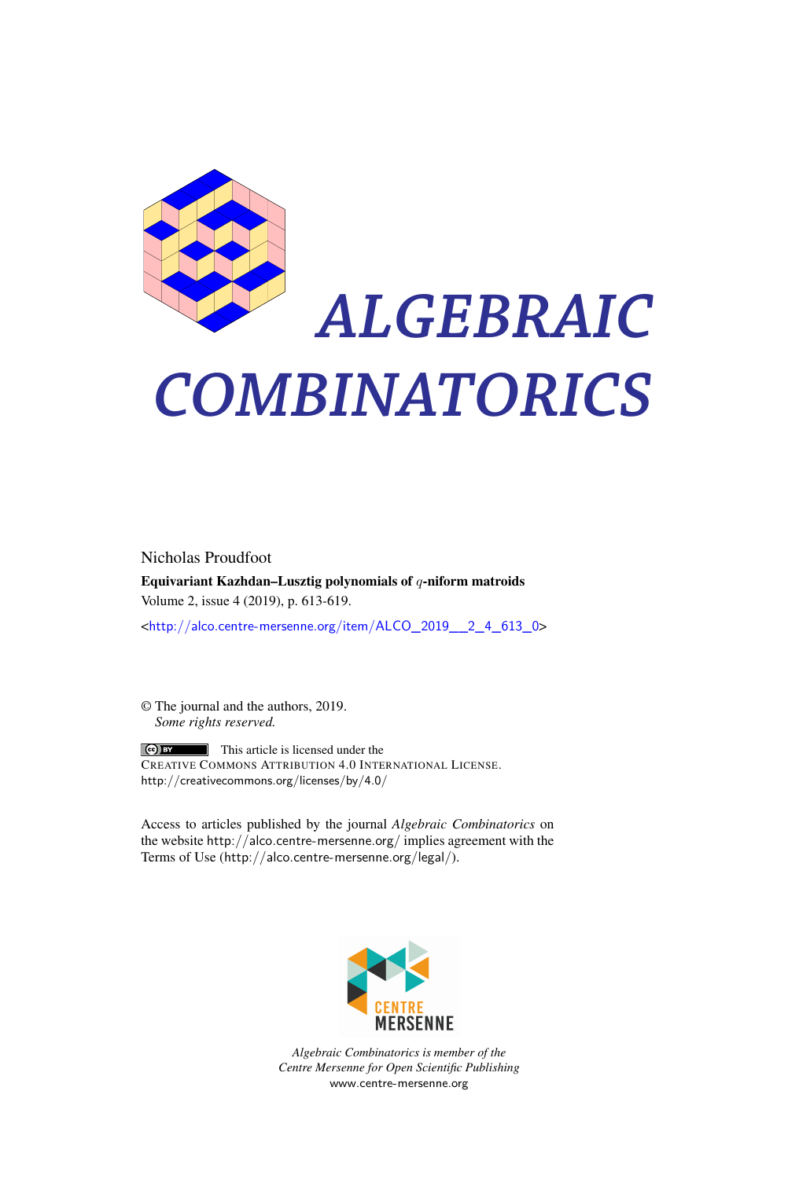# ALGEBRAIC COMBINATORICS

Nicholas Proudfoot

**Equivariant Kazhdan–Lusztig polynomials of $q$-niform matroids**

Volume 2, issue 4 (2019), p. 613-619.

<http://alco.centre-mersenne.org/item/ALCO_2019__2_4_613_0>

© The journal and the authors, 2019.
*Some rights reserved.*

This article is licensed under the
CREATIVE COMMONS ATTRIBUTION 4.0 INTERNATIONAL LICENSE.
http://creativecommons.org/licenses/by/4.0/

Access to articles published by the journal *Algebraic Combinatorics* on the website http://alco.centre-mersenne.org/ implies agreement with the Terms of Use (http://alco.centre-mersenne.org/legal/).

CENTRE MERSENNE

*Algebraic Combinatorics is member of the Centre Mersenne for Open Scientific Publishing*
www.centre-mersenne.org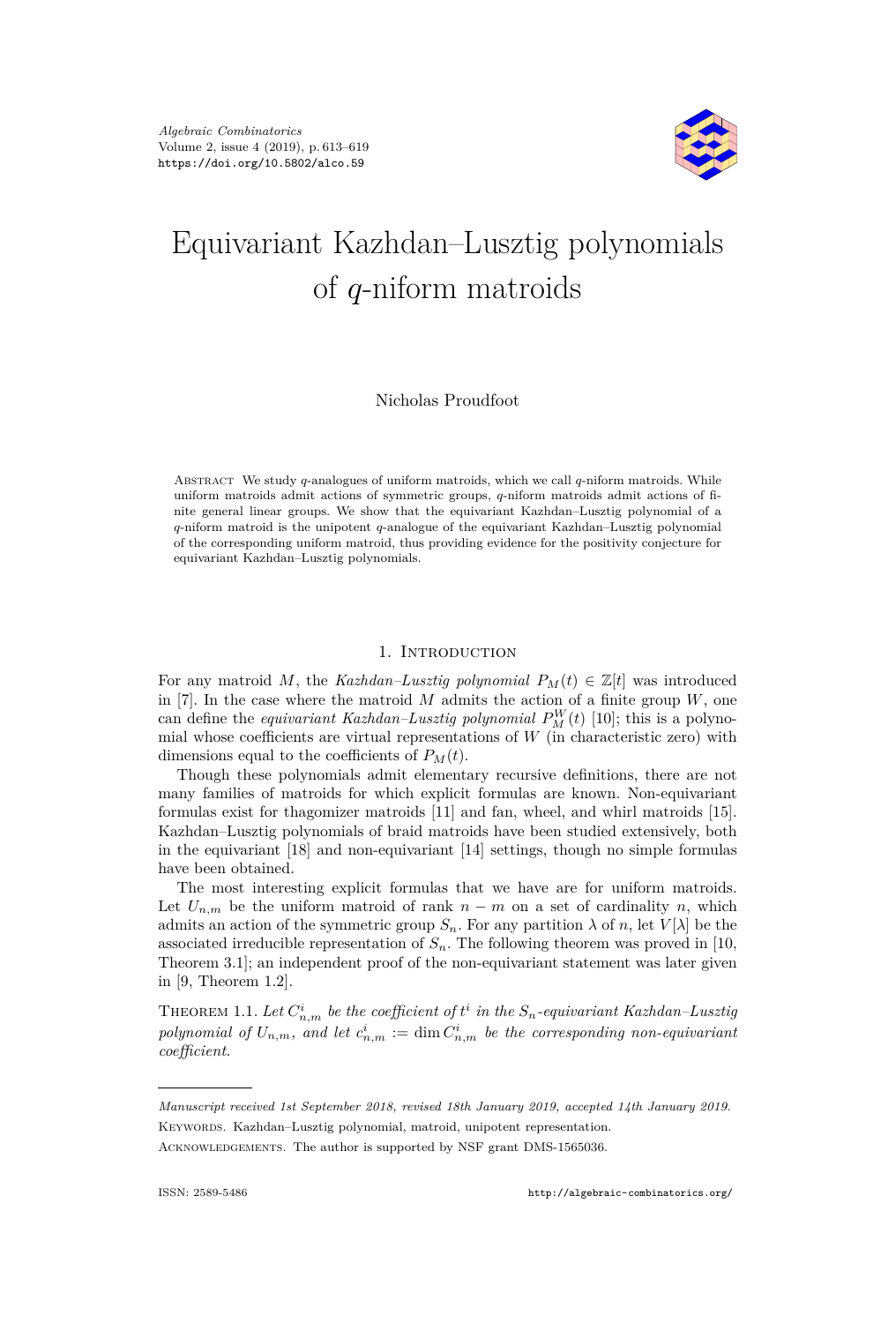Algebraic Combinatorics
Volume 2, issue 4 (2019), p. 613–619
https://doi.org/10.5802/alco.59

# Equivariant Kazhdan–Lusztig polynomials of $q$-niform matroids

Nicholas Proudfoot

Abstract We study $q$-analogues of uniform matroids, which we call $q$-niform matroids. While uniform matroids admit actions of symmetric groups, $q$-niform matroids admit actions of finite general linear groups. We show that the equivariant Kazhdan–Lusztig polynomial of a $q$-niform matroid is the unipotent $q$-analogue of the equivariant Kazhdan–Lusztig polynomial of the corresponding uniform matroid, thus providing evidence for the positivity conjecture for equivariant Kazhdan–Lusztig polynomials.

## 1. Introduction

For any matroid $M$, the *Kazhdan–Lusztig polynomial* $P_M(t) \in \mathbb{Z}[t]$ was introduced in [7]. In the case where the matroid $M$ admits the action of a finite group $W$, one can define the *equivariant Kazhdan–Lusztig polynomial* $P_M^W(t)$ [10]; this is a polynomial whose coefficients are virtual representations of $W$ (in characteristic zero) with dimensions equal to the coefficients of $P_M(t)$.

Though these polynomials admit elementary recursive definitions, there are not many families of matroids for which explicit formulas are known. Non-equivariant formulas exist for thagomizer matroids [11] and fan, wheel, and whirl matroids [15]. Kazhdan–Lusztig polynomials of braid matroids have been studied extensively, both in the equivariant [18] and non-equivariant [14] settings, though no simple formulas have been obtained.

The most interesting explicit formulas that we have are for uniform matroids. Let $U_{n,m}$ be the uniform matroid of rank $n - m$ on a set of cardinality $n$, which admits an action of the symmetric group $S_n$. For any partition $\lambda$ of $n$, let $V[\lambda]$ be the associated irreducible representation of $S_n$. The following theorem was proved in [10, Theorem 3.1]; an independent proof of the non-equivariant statement was later given in [9, Theorem 1.2].

Theorem 1.1. *Let $C^i_{n,m}$ be the coefficient of $t^i$ in the $S_n$-equivariant Kazhdan–Lusztig polynomial of $U_{n,m}$, and let $c^i_{n,m} := \dim C^i_{n,m}$ be the corresponding non-equivariant coefficient.*

---

*Manuscript received 1st September 2018, revised 18th January 2019, accepted 14th January 2019.*

Keywords. Kazhdan–Lusztig polynomial, matroid, unipotent representation.

Acknowledgements. The author is supported by NSF grant DMS-1565036.

ISSN: 2589-5486 http://algebraic-combinatorics.org/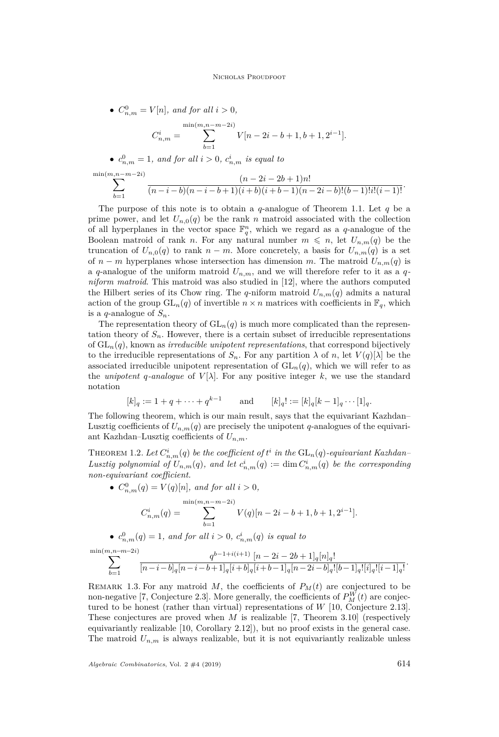- $C^0_{n,m} = V[n]$, *and for all* $i > 0$,

$$C^i_{n,m} = \sum_{b=1}^{\min(m,n-m-2i)} V[n-2i-b+1, b+1, 2^{i-1}].$$

- $c^0_{n,m} = 1$, *and for all* $i > 0$, $c^i_{n,m}$ *is equal to*

$$\sum_{b=1}^{\min(m,n-m-2i)} \frac{(n-2i-2b+1)n!}{(n-i-b)(n-i-b+1)(i+b)(i+b-1)(n-2i-b)!(b-1)!i!(i-1)!}.$$

The purpose of this note is to obtain a $q$-analogue of Theorem 1.1. Let $q$ be a prime power, and let $U_{n,0}(q)$ be the rank $n$ matroid associated with the collection of all hyperplanes in the vector space $\mathbb{F}_q^n$, which we regard as a $q$-analogue of the Boolean matroid of rank $n$. For any natural number $m \leqslant n$, let $U_{n,m}(q)$ be the truncation of $U_{n,0}(q)$ to rank $n-m$. More concretely, a basis for $U_{n,m}(q)$ is a set of $n-m$ hyperplanes whose intersection has dimension $m$. The matroid $U_{n,m}(q)$ is a $q$-analogue of the uniform matroid $U_{n,m}$, and we will therefore refer to it as a *$q$-niform matroid*. This matroid was also studied in [12], where the authors computed the Hilbert series of its Chow ring. The $q$-niform matroid $U_{n,m}(q)$ admits a natural action of the group $\mathrm{GL}_n(q)$ of invertible $n \times n$ matrices with coefficients in $\mathbb{F}_q$, which is a $q$-analogue of $S_n$.

The representation theory of $\mathrm{GL}_n(q)$ is much more complicated than the representation theory of $S_n$. However, there is a certain subset of irreducible representations of $\mathrm{GL}_n(q)$, known as *irreducible unipotent representations*, that correspond bijectively to the irreducible representations of $S_n$. For any partition $\lambda$ of $n$, let $V(q)[\lambda]$ be the associated irreducible unipotent representation of $\mathrm{GL}_n(q)$, which we will refer to as the *unipotent $q$-analogue* of $V[\lambda]$. For any positive integer $k$, we use the standard notation

$$[k]_q := 1 + q + \cdots + q^{k-1} \qquad \text{and} \qquad [k]_q! := [k]_q[k-1]_q \cdots [1]_q.$$

The following theorem, which is our main result, says that the equivariant Kazhdan–Lusztig coefficients of $U_{n,m}(q)$ are precisely the unipotent $q$-analogues of the equivariant Kazhdan–Lusztig coefficients of $U_{n,m}$.

Theorem 1.2. *Let $C^i_{n,m}(q)$ be the coefficient of $t^i$ in the $\mathrm{GL}_n(q)$-equivariant Kazhdan–Lusztig polynomial of $U_{n,m}(q)$, and let $c^i_{n,m}(q) := \dim C^i_{n,m}(q)$ be the corresponding non-equivariant coefficient.*

- $C^0_{n,m}(q) = V(q)[n]$, *and for all* $i > 0$,

$$C^i_{n,m}(q) = \sum_{b=1}^{\min(m,n-m-2i)} V(q)[n-2i-b+1, b+1, 2^{i-1}].$$

- $c^0_{n,m}(q) = 1$, *and for all* $i > 0$, $c^i_{n,m}(q)$ *is equal to*

$$\sum_{b=1}^{\min(m,n-m-2i)} \frac{q^{b-1+i(i+1)}\,[n-2i-2b+1]_q[n]_q!}{[n-i-b]_q[n-i-b+1]_q[i+b]_q[i+b-1]_q[n-2i-b]_q![b-1]_q![i]_q![i-1]_q!}.$$

Remark 1.3. For any matroid $M$, the coefficients of $P_M(t)$ are conjectured to be non-negative [7, Conjecture 2.3]. More generally, the coefficients of $P^W_M(t)$ are conjectured to be honest (rather than virtual) representations of $W$ [10, Conjecture 2.13]. These conjectures are proved when $M$ is realizable [7, Theorem 3.10] (respectively equivariantly realizable [10, Corollary 2.12]), but no proof exists in the general case. The matroid $U_{n,m}$ is always realizable, but it is not equivariantly realizable unless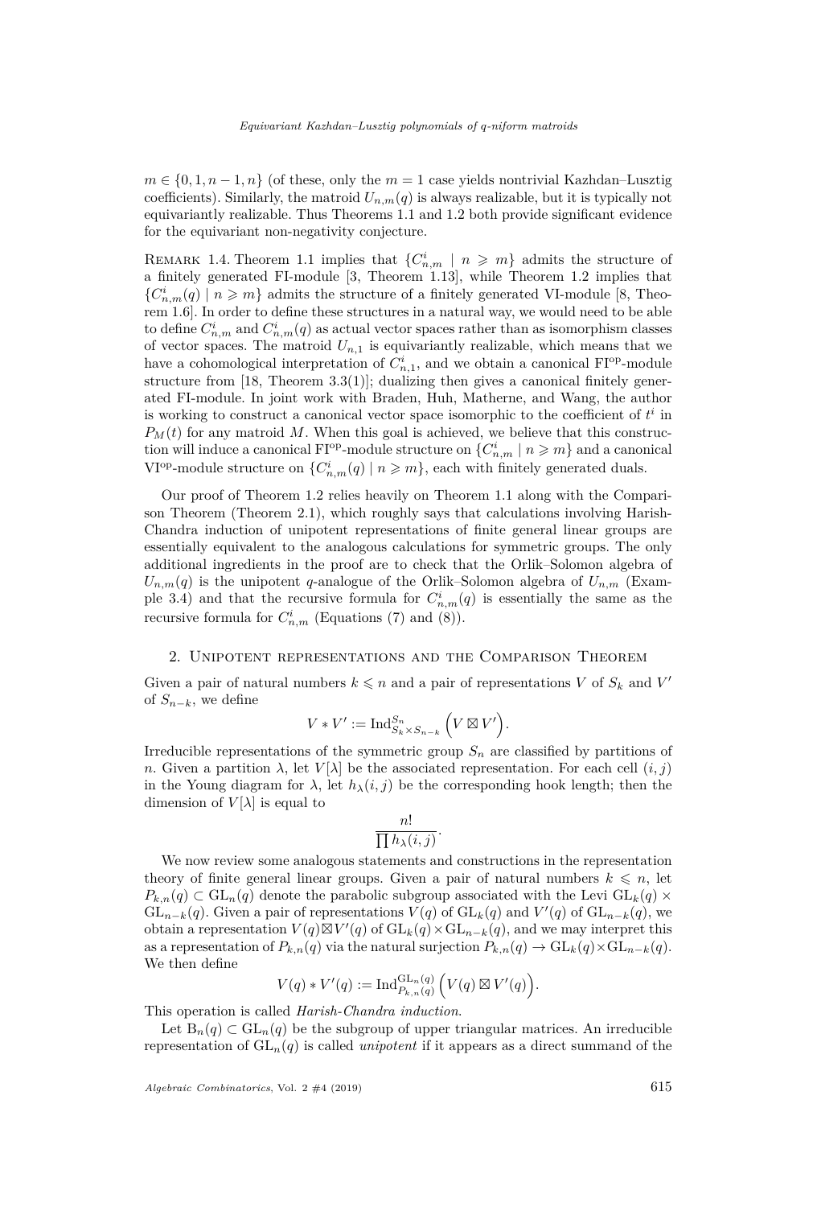$m \in \{0, 1, n-1, n\}$ (of these, only the $m = 1$ case yields nontrivial Kazhdan–Lusztig coefficients). Similarly, the matroid $U_{n,m}(q)$ is always realizable, but it is typically not equivariantly realizable. Thus Theorems 1.1 and 1.2 both provide significant evidence for the equivariant non-negativity conjecture.

Remark 1.4. Theorem 1.1 implies that $\{C^i_{n,m} \mid n \geqslant m\}$ admits the structure of a finitely generated FI-module [3, Theorem 1.13], while Theorem 1.2 implies that $\{C^i_{n,m}(q) \mid n \geqslant m\}$ admits the structure of a finitely generated VI-module [8, Theorem 1.6]. In order to define these structures in a natural way, we would need to be able to define $C^i_{n,m}$ and $C^i_{n,m}(q)$ as actual vector spaces rather than as isomorphism classes of vector spaces. The matroid $U_{n,1}$ is equivariantly realizable, which means that we have a cohomological interpretation of $C^i_{n,1}$, and we obtain a canonical $\mathrm{FI}^{\mathrm{op}}$-module structure from [18, Theorem 3.3(1)]; dualizing then gives a canonical finitely generated FI-module. In joint work with Braden, Huh, Matherne, and Wang, the author is working to construct a canonical vector space isomorphic to the coefficient of $t^i$ in $P_M(t)$ for any matroid $M$. When this goal is achieved, we believe that this construction will induce a canonical $\mathrm{FI}^{\mathrm{op}}$-module structure on $\{C^i_{n,m} \mid n \geqslant m\}$ and a canonical $\mathrm{VI}^{\mathrm{op}}$-module structure on $\{C^i_{n,m}(q) \mid n \geqslant m\}$, each with finitely generated duals.

Our proof of Theorem 1.2 relies heavily on Theorem 1.1 along with the Comparison Theorem (Theorem 2.1), which roughly says that calculations involving Harish-Chandra induction of unipotent representations of finite general linear groups are essentially equivalent to the analogous calculations for symmetric groups. The only additional ingredients in the proof are to check that the Orlik–Solomon algebra of $U_{n,m}(q)$ is the unipotent $q$-analogue of the Orlik–Solomon algebra of $U_{n,m}$ (Example 3.4) and that the recursive formula for $C^i_{n,m}(q)$ is essentially the same as the recursive formula for $C^i_{n,m}$ (Equations (7) and (8)).

## 2. Unipotent representations and the Comparison Theorem

Given a pair of natural numbers $k \leqslant n$ and a pair of representations $V$ of $S_k$ and $V'$ of $S_{n-k}$, we define

$$V * V' := \mathrm{Ind}_{S_k \times S_{n-k}}^{S_n} \Big( V \boxtimes V' \Big).$$

Irreducible representations of the symmetric group $S_n$ are classified by partitions of $n$. Given a partition $\lambda$, let $V[\lambda]$ be the associated representation. For each cell $(i,j)$ in the Young diagram for $\lambda$, let $h_\lambda(i,j)$ be the corresponding hook length; then the dimension of $V[\lambda]$ is equal to

$$\frac{n!}{\prod h_\lambda(i,j)}.$$

We now review some analogous statements and constructions in the representation theory of finite general linear groups. Given a pair of natural numbers $k \leqslant n$, let $P_{k,n}(q) \subset \mathrm{GL}_n(q)$ denote the parabolic subgroup associated with the Levi $\mathrm{GL}_k(q) \times \mathrm{GL}_{n-k}(q)$. Given a pair of representations $V(q)$ of $\mathrm{GL}_k(q)$ and $V'(q)$ of $\mathrm{GL}_{n-k}(q)$, we obtain a representation $V(q) \boxtimes V'(q)$ of $\mathrm{GL}_k(q) \times \mathrm{GL}_{n-k}(q)$, and we may interpret this as a representation of $P_{k,n}(q)$ via the natural surjection $P_{k,n}(q) \to \mathrm{GL}_k(q) \times \mathrm{GL}_{n-k}(q)$. We then define

$$V(q) * V'(q) := \mathrm{Ind}_{P_{k,n}(q)}^{\mathrm{GL}_n(q)} \Big( V(q) \boxtimes V'(q) \Big).$$

This operation is called *Harish-Chandra induction*.

Let $\mathrm{B}_n(q) \subset \mathrm{GL}_n(q)$ be the subgroup of upper triangular matrices. An irreducible representation of $\mathrm{GL}_n(q)$ is called *unipotent* if it appears as a direct summand of the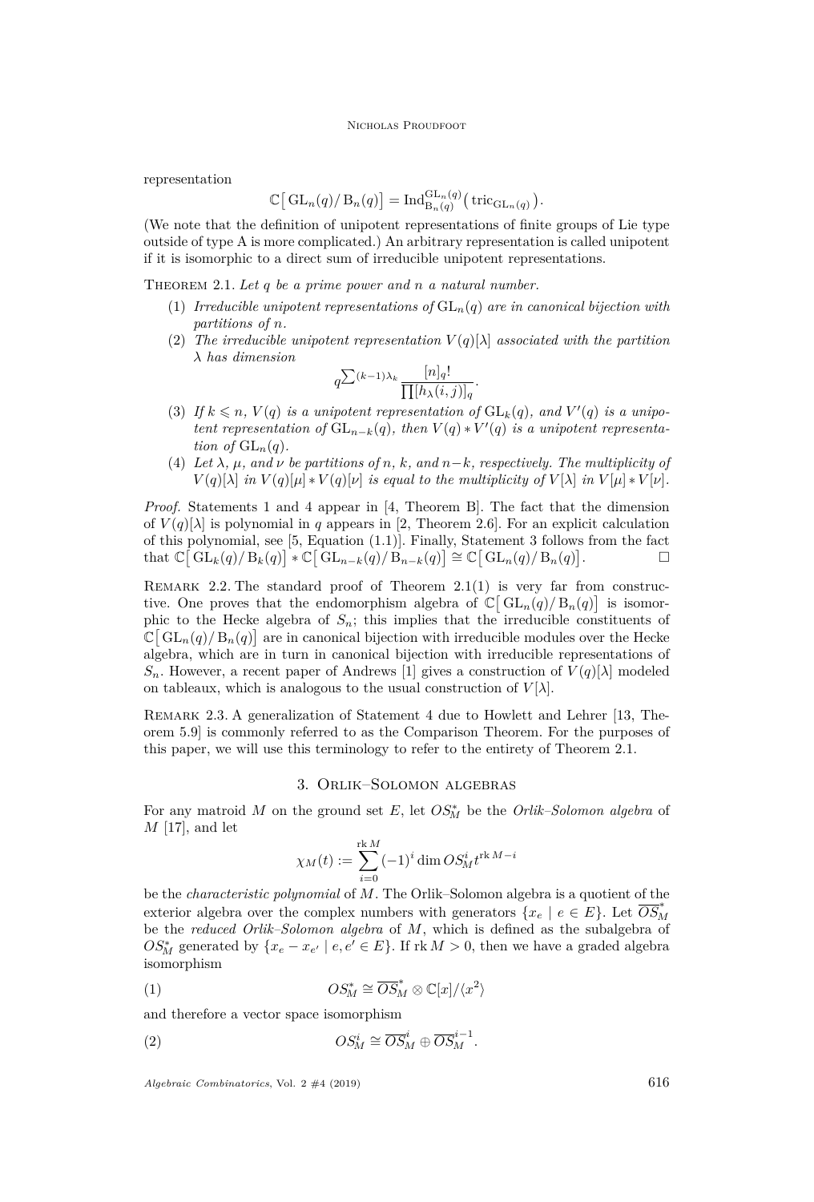representation

$$\mathbb{C}\big[\,\mathrm{GL}_n(q)/\,\mathrm{B}_n(q)\big] = \mathrm{Ind}_{\mathrm{B}_n(q)}^{\mathrm{GL}_n(q)}\big(\,\mathrm{triv}_{\mathrm{GL}_n(q)}\big).$$

(We note that the definition of unipotent representations of finite groups of Lie type outside of type A is more complicated.) An arbitrary representation is called unipotent if it is isomorphic to a direct sum of irreducible unipotent representations.

Theorem 2.1. *Let $q$ be a prime power and $n$ a natural number.*

1. *Irreducible unipotent representations of $\mathrm{GL}_n(q)$ are in canonical bijection with partitions of $n$.*
2. *The irreducible unipotent representation $V(q)[\lambda]$ associated with the partition $\lambda$ has dimension*
$$q^{\sum(k-1)\lambda_k}\frac{[n]_q!}{\prod[h_\lambda(i,j)]_q}.$$
3. *If $k \leqslant n$, $V(q)$ is a unipotent representation of $\mathrm{GL}_k(q)$, and $V'(q)$ is a unipotent representation of $\mathrm{GL}_{n-k}(q)$, then $V(q) * V'(q)$ is a unipotent representation of $\mathrm{GL}_n(q)$.*
4. *Let $\lambda$, $\mu$, and $\nu$ be partitions of $n$, $k$, and $n-k$, respectively. The multiplicity of $V(q)[\lambda]$ in $V(q)[\mu] * V(q)[\nu]$ is equal to the multiplicity of $V[\lambda]$ in $V[\mu] * V[\nu]$.*

*Proof.* Statements 1 and 4 appear in [4, Theorem B]. The fact that the dimension of $V(q)[\lambda]$ is polynomial in $q$ appears in [2, Theorem 2.6]. For an explicit calculation of this polynomial, see [5, Equation (1.1)]. Finally, Statement 3 follows from the fact that $\mathbb{C}\big[\,\mathrm{GL}_k(q)/\,\mathrm{B}_k(q)\big] * \mathbb{C}\big[\,\mathrm{GL}_{n-k}(q)/\,\mathrm{B}_{n-k}(q)\big] \cong \mathbb{C}\big[\,\mathrm{GL}_n(q)/\,\mathrm{B}_n(q)\big]$. □

Remark 2.2. The standard proof of Theorem 2.1(1) is very far from constructive. One proves that the endomorphism algebra of $\mathbb{C}\big[\,\mathrm{GL}_n(q)/\,\mathrm{B}_n(q)\big]$ is isomorphic to the Hecke algebra of $S_n$; this implies that the irreducible constituents of $\mathbb{C}\big[\,\mathrm{GL}_n(q)/\,\mathrm{B}_n(q)\big]$ are in canonical bijection with irreducible modules over the Hecke algebra, which are in turn in canonical bijection with irreducible representations of $S_n$. However, a recent paper of Andrews [1] gives a construction of $V(q)[\lambda]$ modeled on tableaux, which is analogous to the usual construction of $V[\lambda]$.

Remark 2.3. A generalization of Statement 4 due to Howlett and Lehrer [13, Theorem 5.9] is commonly referred to as the Comparison Theorem. For the purposes of this paper, we will use this terminology to refer to the entirety of Theorem 2.1.

## 3. Orlik–Solomon algebras

For any matroid $M$ on the ground set $E$, let $OS_M^*$ be the *Orlik–Solomon algebra* of $M$ [17], and let

$$\chi_M(t) := \sum_{i=0}^{\operatorname{rk} M} (-1)^i \dim OS_M^i t^{\operatorname{rk} M - i}$$

be the *characteristic polynomial* of $M$. The Orlik–Solomon algebra is a quotient of the exterior algebra over the complex numbers with generators $\{x_e \mid e \in E\}$. Let $\overline{OS}_M^*$ be the *reduced Orlik–Solomon algebra* of $M$, which is defined as the subalgebra of $OS_M^*$ generated by $\{x_e - x_{e'} \mid e, e' \in E\}$. If $\operatorname{rk} M > 0$, then we have a graded algebra isomorphism

$$OS_M^* \cong \overline{OS}_M^* \otimes \mathbb{C}[x]/\langle x^2 \rangle \tag{1}$$

and therefore a vector space isomorphism

$$OS_M^i \cong \overline{OS}_M^i \oplus \overline{OS}_M^{i-1}. \tag{2}$$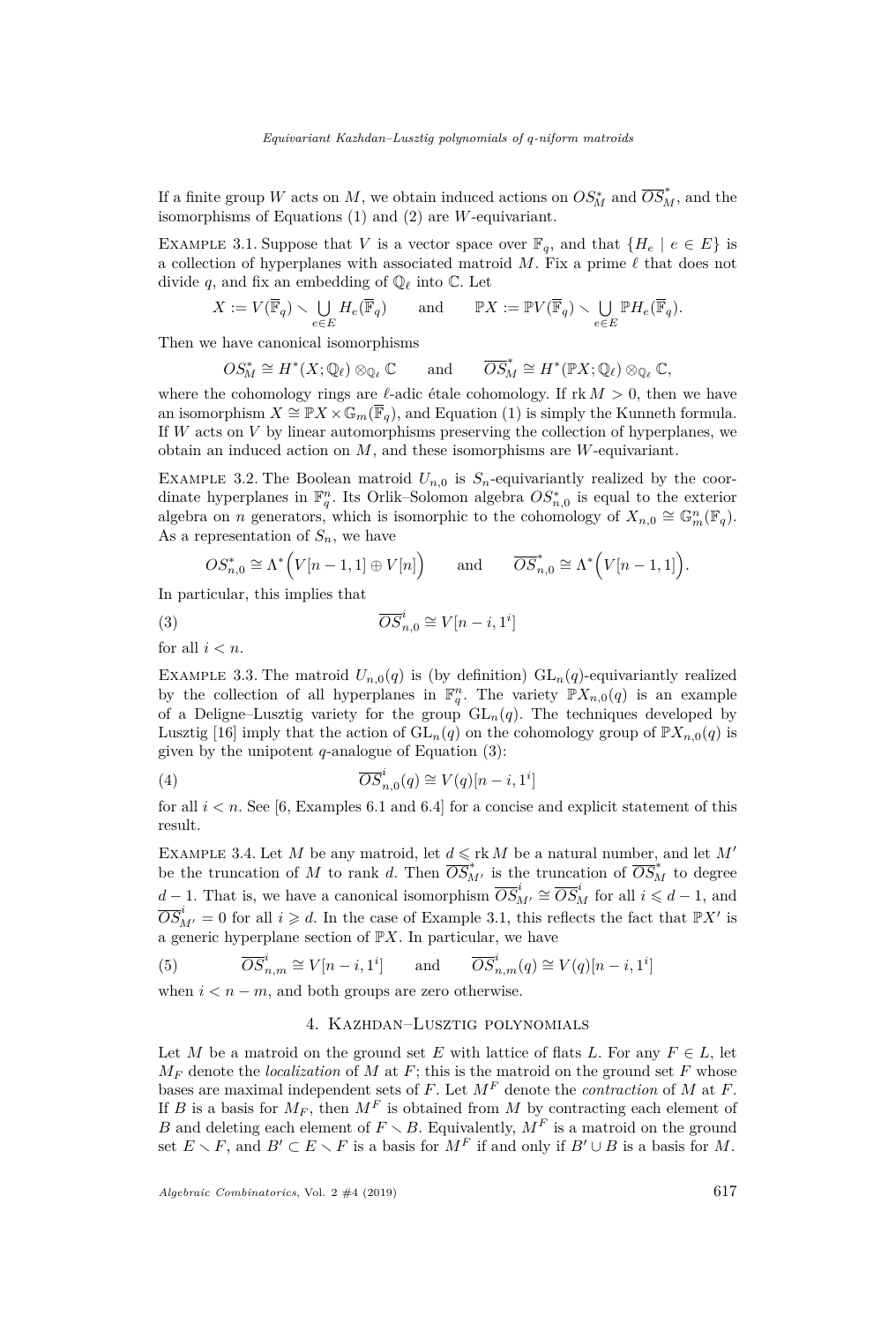If a finite group $W$ acts on $M$, we obtain induced actions on $OS^*_M$ and $\overline{OS}^*_M$, and the isomorphisms of Equations (1) and (2) are $W$-equivariant.

Example 3.1. Suppose that $V$ is a vector space over $\mathbb{F}_q$, and that $\{H_e \mid e \in E\}$ is a collection of hyperplanes with associated matroid $M$. Fix a prime $\ell$ that does not divide $q$, and fix an embedding of $\mathbb{Q}_\ell$ into $\mathbb{C}$. Let

$$X := V(\overline{\mathbb{F}}_q) \smallsetminus \bigcup_{e\in E} H_e(\overline{\mathbb{F}}_q) \qquad \text{and} \qquad \mathbb{P}X := \mathbb{P}V(\overline{\mathbb{F}}_q) \smallsetminus \bigcup_{e\in E} \mathbb{P}H_e(\overline{\mathbb{F}}_q).$$

Then we have canonical isomorphisms

$$OS^*_M \cong H^*(X;\mathbb{Q}_\ell)\otimes_{\mathbb{Q}_\ell}\mathbb{C} \qquad \text{and} \qquad \overline{OS}^*_M \cong H^*(\mathbb{P}X;\mathbb{Q}_\ell)\otimes_{\mathbb{Q}_\ell}\mathbb{C},$$

where the cohomology rings are $\ell$-adic étale cohomology. If $\operatorname{rk} M > 0$, then we have an isomorphism $X \cong \mathbb{P}X \times \mathbb{G}_m(\overline{\mathbb{F}}_q)$, and Equation (1) is simply the Kunneth formula. If $W$ acts on $V$ by linear automorphisms preserving the collection of hyperplanes, we obtain an induced action on $M$, and these isomorphisms are $W$-equivariant.

Example 3.2. The Boolean matroid $U_{n,0}$ is $S_n$-equivariantly realized by the coordinate hyperplanes in $\mathbb{F}_q^n$. Its Orlik–Solomon algebra $OS^*_{n,0}$ is equal to the exterior algebra on $n$ generators, which is isomorphic to the cohomology of $X_{n,0} \cong \mathbb{G}_m^n(\mathbb{F}_q)$. As a representation of $S_n$, we have

$$OS^*_{n,0} \cong \Lambda^*\Big(V[n-1,1]\oplus V[n]\Big) \qquad \text{and} \qquad \overline{OS}^*_{n,0} \cong \Lambda^*\Big(V[n-1,1]\Big).$$

In particular, this implies that

$$\overline{OS}^i_{n,0} \cong V[n-i,1^i] \tag{3}$$

for all $i < n$.

Example 3.3. The matroid $U_{n,0}(q)$ is (by definition) $\mathrm{GL}_n(q)$-equivariantly realized by the collection of all hyperplanes in $\mathbb{F}_q^n$. The variety $\mathbb{P}X_{n,0}(q)$ is an example of a Deligne–Lusztig variety for the group $\mathrm{GL}_n(q)$. The techniques developed by Lusztig [16] imply that the action of $\mathrm{GL}_n(q)$ on the cohomology group of $\mathbb{P}X_{n,0}(q)$ is given by the unipotent $q$-analogue of Equation (3):

$$\overline{OS}^i_{n,0}(q) \cong V(q)[n-i,1^i] \tag{4}$$

for all $i < n$. See [6, Examples 6.1 and 6.4] for a concise and explicit statement of this result.

Example 3.4. Let $M$ be any matroid, let $d \leqslant \operatorname{rk} M$ be a natural number, and let $M'$ be the truncation of $M$ to rank $d$. Then $\overline{OS}^*_{M'}$ is the truncation of $\overline{OS}^*_M$ to degree $d-1$. That is, we have a canonical isomorphism $\overline{OS}^i_{M'} \cong \overline{OS}^i_M$ for all $i \leqslant d-1$, and $\overline{OS}^i_{M'} = 0$ for all $i \geqslant d$. In the case of Example 3.1, this reflects the fact that $\mathbb{P}X'$ is a generic hyperplane section of $\mathbb{P}X$. In particular, we have

$$\overline{OS}^i_{n,m} \cong V[n-i,1^i] \qquad \text{and} \qquad \overline{OS}^i_{n,m}(q) \cong V(q)[n-i,1^i] \tag{5}$$

when $i < n-m$, and both groups are zero otherwise.

## 4. Kazhdan–Lusztig polynomials

Let $M$ be a matroid on the ground set $E$ with lattice of flats $L$. For any $F \in L$, let $M_F$ denote the *localization* of $M$ at $F$; this is the matroid on the ground set $F$ whose bases are maximal independent sets of $F$. Let $M^F$ denote the *contraction* of $M$ at $F$. If $B$ is a basis for $M_F$, then $M^F$ is obtained from $M$ by contracting each element of $B$ and deleting each element of $F \smallsetminus B$. Equivalently, $M^F$ is a matroid on the ground set $E \smallsetminus F$, and $B' \subset E \smallsetminus F$ is a basis for $M^F$ if and only if $B' \cup B$ is a basis for $M$.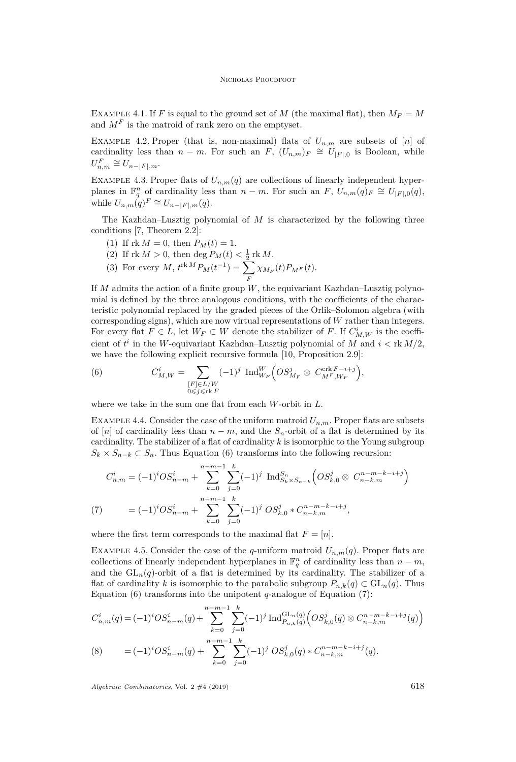Example 4.1. If $F$ is equal to the ground set of $M$ (the maximal flat), then $M_F = M$ and $M^F$ is the matroid of rank zero on the emptyset.

Example 4.2. Proper (that is, non-maximal) flats of $U_{n,m}$ are subsets of $[n]$ of cardinality less than $n-m$. For such an $F$, $(U_{n,m})_F \cong U_{|F|,0}$ is Boolean, while $U_{n,m}^F \cong U_{n-|F|,m}$.

Example 4.3. Proper flats of $U_{n,m}(q)$ are collections of linearly independent hyperplanes in $\mathbb{F}_q^n$ of cardinality less than $n-m$. For such an $F$, $U_{n,m}(q)_F \cong U_{|F|,0}(q)$, while $U_{n,m}(q)^F \cong U_{n-|F|,m}(q)$.

The Kazhdan–Lusztig polynomial of $M$ is characterized by the following three conditions [7, Theorem 2.2]:

1. If $\operatorname{rk} M = 0$, then $P_M(t) = 1$.
2. If $\operatorname{rk} M > 0$, then $\deg P_M(t) < \frac{1}{2}\operatorname{rk} M$.
3. For every $M$, $t^{\operatorname{rk} M} P_M(t^{-1}) = \displaystyle\sum_F \chi_{M_F}(t) P_{M^F}(t)$.

If $M$ admits the action of a finite group $W$, the equivariant Kazhdan–Lusztig polynomial is defined by the three analogous conditions, with the coefficients of the characteristic polynomial replaced by the graded pieces of the Orlik–Solomon algebra (with corresponding signs), which are now virtual representations of $W$ rather than integers. For every flat $F \in L$, let $W_F \subset W$ denote the stabilizer of $F$. If $C^i_{M,W}$ is the coefficient of $t^i$ in the $W$-equivariant Kazhdan–Lusztig polynomial of $M$ and $i < \operatorname{rk} M/2$, we have the following explicit recursive formula [10, Proposition 2.9]:

$$C^i_{M,W} = \sum_{\substack{[F]\in L/W\\ 0\leqslant j\leqslant \operatorname{rk} F}} (-1)^j \operatorname{Ind}_{W_F}^W \Big( OS^j_{M_F} \otimes C^{\operatorname{crk} F - i + j}_{M^F, W_F} \Big), \tag{6}$$

where we take in the sum one flat from each $W$-orbit in $L$.

Example 4.4. Consider the case of the uniform matroid $U_{n,m}$. Proper flats are subsets of $[n]$ of cardinality less than $n-m$, and the $S_n$-orbit of a flat is determined by its cardinality. The stabilizer of a flat of cardinality $k$ is isomorphic to the Young subgroup $S_k \times S_{n-k} \subset S_n$. Thus Equation (6) transforms into the following recursion:

$$\begin{aligned}
C^i_{n,m} &= (-1)^i OS^i_{n-m} + \sum_{k=0}^{n-m-1} \sum_{j=0}^{k} (-1)^j \operatorname{Ind}_{S_k \times S_{n-k}}^{S_n} \Big( OS^j_{k,0} \otimes C^{n-m-k-i+j}_{n-k,m} \Big) \\
&= (-1)^i OS^i_{n-m} + \sum_{k=0}^{n-m-1} \sum_{j=0}^{k} (-1)^j \, OS^j_{k,0} * C^{n-m-k-i+j}_{n-k,m},
\end{aligned} \tag{7}$$

where the first term corresponds to the maximal flat $F = [n]$.

Example 4.5. Consider the case of the $q$-uniform matroid $U_{n,m}(q)$. Proper flats are collections of linearly independent hyperplanes in $\mathbb{F}_q^n$ of cardinality less than $n-m$, and the $\mathrm{GL}_n(q)$-orbit of a flat is determined by its cardinality. The stabilizer of a flat of cardinality $k$ is isomorphic to the parabolic subgroup $P_{n,k}(q) \subset \mathrm{GL}_n(q)$. Thus Equation (6) transforms into the unipotent $q$-analogue of Equation (7):

$$\begin{aligned}
C^i_{n,m}(q) &= (-1)^i OS^i_{n-m}(q) + \sum_{k=0}^{n-m-1} \sum_{j=0}^{k} (-1)^j \operatorname{Ind}_{P_{n,k}(q)}^{\mathrm{GL}_n(q)} \Big( OS^j_{k,0}(q) \otimes C^{n-m-k-i+j}_{n-k,m}(q) \Big) \\
&= (-1)^i OS^i_{n-m}(q) + \sum_{k=0}^{n-m-1} \sum_{j=0}^{k} (-1)^j \, OS^j_{k,0}(q) * C^{n-m-k-i+j}_{n-k,m}(q).
\end{aligned} \tag{8}$$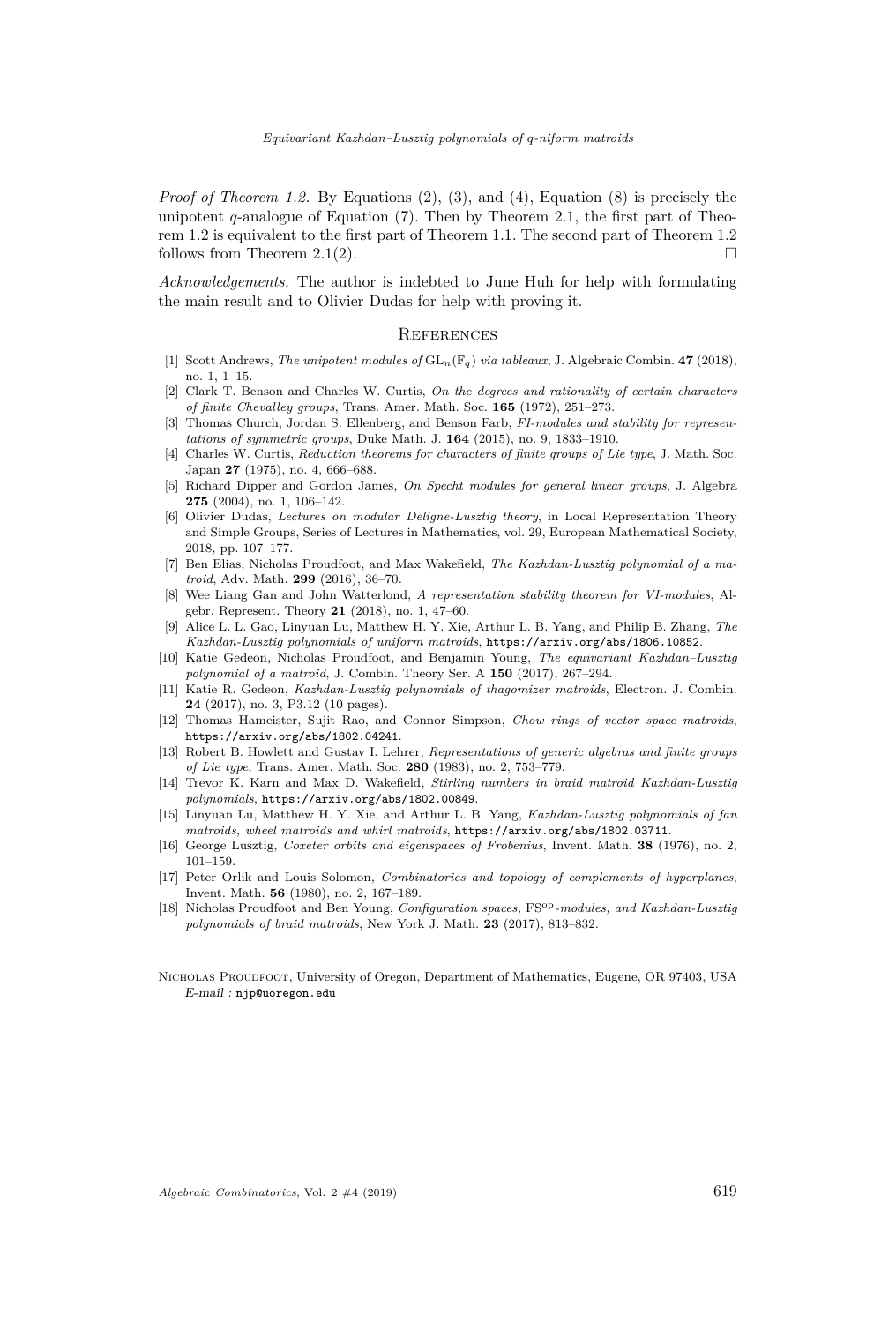*Proof of Theorem 1.2.* By Equations (2), (3), and (4), Equation (8) is precisely the unipotent $q$-analogue of Equation (7). Then by Theorem 2.1, the first part of Theorem 1.2 is equivalent to the first part of Theorem 1.1. The second part of Theorem 1.2 follows from Theorem 2.1(2). □

*Acknowledgements.* The author is indebted to June Huh for help with formulating the main result and to Olivier Dudas for help with proving it.

## References

[1] Scott Andrews, *The unipotent modules of* $\mathrm{GL}_n(\mathbb{F}_q)$ *via tableaux*, J. Algebraic Combin. **47** (2018), no. 1, 1–15.

[2] Clark T. Benson and Charles W. Curtis, *On the degrees and rationality of certain characters of finite Chevalley groups*, Trans. Amer. Math. Soc. **165** (1972), 251–273.

[3] Thomas Church, Jordan S. Ellenberg, and Benson Farb, *FI-modules and stability for representations of symmetric groups*, Duke Math. J. **164** (2015), no. 9, 1833–1910.

[4] Charles W. Curtis, *Reduction theorems for characters of finite groups of Lie type*, J. Math. Soc. Japan **27** (1975), no. 4, 666–688.

[5] Richard Dipper and Gordon James, *On Specht modules for general linear groups*, J. Algebra **275** (2004), no. 1, 106–142.

[6] Olivier Dudas, *Lectures on modular Deligne-Lusztig theory*, in Local Representation Theory and Simple Groups, Series of Lectures in Mathematics, vol. 29, European Mathematical Society, 2018, pp. 107–177.

[7] Ben Elias, Nicholas Proudfoot, and Max Wakefield, *The Kazhdan-Lusztig polynomial of a matroid*, Adv. Math. **299** (2016), 36–70.

[8] Wee Liang Gan and John Watterlond, *A representation stability theorem for VI-modules*, Algebr. Represent. Theory **21** (2018), no. 1, 47–60.

[9] Alice L. L. Gao, Linyuan Lu, Matthew H. Y. Xie, Arthur L. B. Yang, and Philip B. Zhang, *The Kazhdan-Lusztig polynomials of uniform matroids*, https://arxiv.org/abs/1806.10852.

[10] Katie Gedeon, Nicholas Proudfoot, and Benjamin Young, *The equivariant Kazhdan–Lusztig polynomial of a matroid*, J. Combin. Theory Ser. A **150** (2017), 267–294.

[11] Katie R. Gedeon, *Kazhdan-Lusztig polynomials of thagomizer matroids*, Electron. J. Combin. **24** (2017), no. 3, P3.12 (10 pages).

[12] Thomas Hameister, Sujit Rao, and Connor Simpson, *Chow rings of vector space matroids*, https://arxiv.org/abs/1802.04241.

[13] Robert B. Howlett and Gustav I. Lehrer, *Representations of generic algebras and finite groups of Lie type*, Trans. Amer. Math. Soc. **280** (1983), no. 2, 753–779.

[14] Trevor K. Karn and Max D. Wakefield, *Stirling numbers in braid matroid Kazhdan-Lusztig polynomials*, https://arxiv.org/abs/1802.00849.

[15] Linyuan Lu, Matthew H. Y. Xie, and Arthur L. B. Yang, *Kazhdan-Lusztig polynomials of fan matroids, wheel matroids and whirl matroids*, https://arxiv.org/abs/1802.03711.

[16] George Lusztig, *Coxeter orbits and eigenspaces of Frobenius*, Invent. Math. **38** (1976), no. 2, 101–159.

[17] Peter Orlik and Louis Solomon, *Combinatorics and topology of complements of hyperplanes*, Invent. Math. **56** (1980), no. 2, 167–189.

[18] Nicholas Proudfoot and Ben Young, *Configuration spaces,* $\mathrm{FS}^{\mathrm{op}}$*-modules, and Kazhdan-Lusztig polynomials of braid matroids*, New York J. Math. **23** (2017), 813–832.

Nicholas Proudfoot, University of Oregon, Department of Mathematics, Eugene, OR 97403, USA
*E-mail :* njp@uoregon.edu